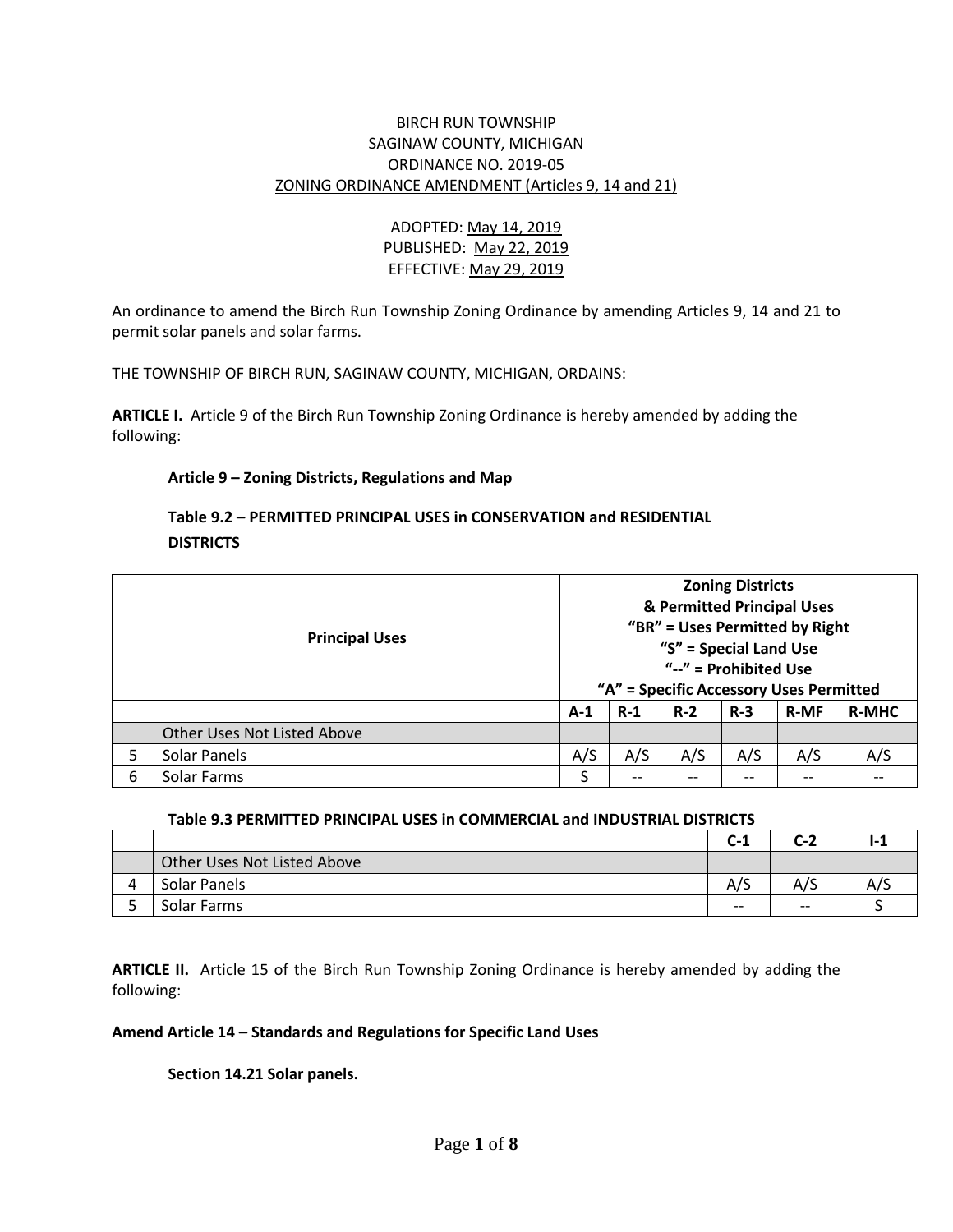BIRCH RUN TOWNSHIP
SAGINAW COUNTY, MICHIGAN
ORDINANCE NO. 2019-05
ZONING ORDINANCE AMENDMENT (Articles 9, 14 and 21)

ADOPTED: May 14, 2019
PUBLISHED: May 22, 2019
EFFECTIVE: May 29, 2019

An ordinance to amend the Birch Run Township Zoning Ordinance by amending Articles 9, 14 and 21 to permit solar panels and solar farms.

THE TOWNSHIP OF BIRCH RUN, SAGINAW COUNTY, MICHIGAN, ORDAINS:

**ARTICLE I.** Article 9 of the Birch Run Township Zoning Ordinance is hereby amended by adding the following:

**Article 9 – Zoning Districts, Regulations and Map**

**Table 9.2 – PERMITTED PRINCIPAL USES in CONSERVATION and RESIDENTIAL DISTRICTS**

| | **Principal Uses** | **Zoning Districts & Permitted Principal Uses "BR" = Uses Permitted by Right "S" = Special Land Use "--" = Prohibited Use "A" = Specific Accessory Uses Permitted** | | | | | |
|---|---|---|---|---|---|---|---|
| | | **A-1** | **R-1** | **R-2** | **R-3** | **R-MF** | **R-MHC** |
| | Other Uses Not Listed Above | | | | | | |
| 5 | Solar Panels | A/S | A/S | A/S | A/S | A/S | A/S |
| 6 | Solar Farms | S | -- | -- | -- | -- | -- |

**Table 9.3 PERMITTED PRINCIPAL USES in COMMERCIAL and INDUSTRIAL DISTRICTS**

| | | **C-1** | **C-2** | **I-1** |
|---|---|---|---|---|
| | Other Uses Not Listed Above | | | |
| 4 | Solar Panels | A/S | A/S | A/S |
| 5 | Solar Farms | -- | -- | S |

**ARTICLE II.** Article 15 of the Birch Run Township Zoning Ordinance is hereby amended by adding the following:

**Amend Article 14 – Standards and Regulations for Specific Land Uses**

**Section 14.21 Solar panels.**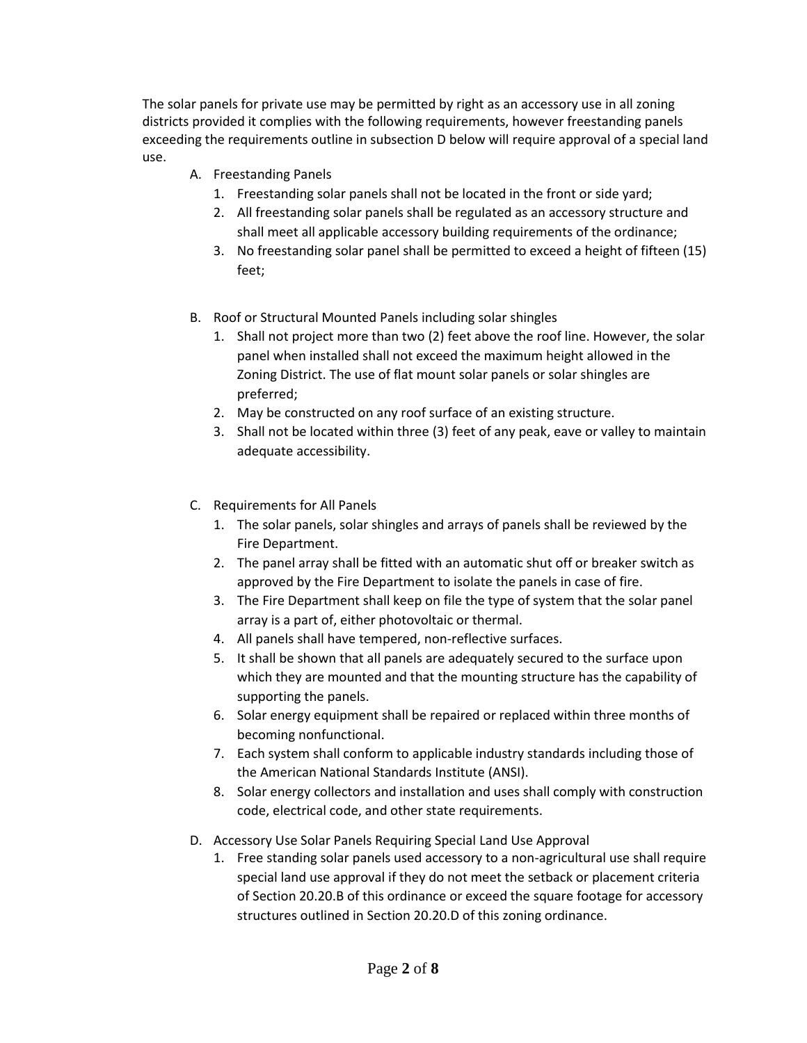The solar panels for private use may be permitted by right as an accessory use in all zoning districts provided it complies with the following requirements, however freestanding panels exceeding the requirements outline in subsection D below will require approval of a special land use.

A. Freestanding Panels
   1. Freestanding solar panels shall not be located in the front or side yard;
   2. All freestanding solar panels shall be regulated as an accessory structure and shall meet all applicable accessory building requirements of the ordinance;
   3. No freestanding solar panel shall be permitted to exceed a height of fifteen (15) feet;

B. Roof or Structural Mounted Panels including solar shingles
   1. Shall not project more than two (2) feet above the roof line. However, the solar panel when installed shall not exceed the maximum height allowed in the Zoning District. The use of flat mount solar panels or solar shingles are preferred;
   2. May be constructed on any roof surface of an existing structure.
   3. Shall not be located within three (3) feet of any peak, eave or valley to maintain adequate accessibility.

C. Requirements for All Panels
   1. The solar panels, solar shingles and arrays of panels shall be reviewed by the Fire Department.
   2. The panel array shall be fitted with an automatic shut off or breaker switch as approved by the Fire Department to isolate the panels in case of fire.
   3. The Fire Department shall keep on file the type of system that the solar panel array is a part of, either photovoltaic or thermal.
   4. All panels shall have tempered, non-reflective surfaces.
   5. It shall be shown that all panels are adequately secured to the surface upon which they are mounted and that the mounting structure has the capability of supporting the panels.
   6. Solar energy equipment shall be repaired or replaced within three months of becoming nonfunctional.
   7. Each system shall conform to applicable industry standards including those of the American National Standards Institute (ANSI).
   8. Solar energy collectors and installation and uses shall comply with construction code, electrical code, and other state requirements.

D. Accessory Use Solar Panels Requiring Special Land Use Approval
   1. Free standing solar panels used accessory to a non-agricultural use shall require special land use approval if they do not meet the setback or placement criteria of Section 20.20.B of this ordinance or exceed the square footage for accessory structures outlined in Section 20.20.D of this zoning ordinance.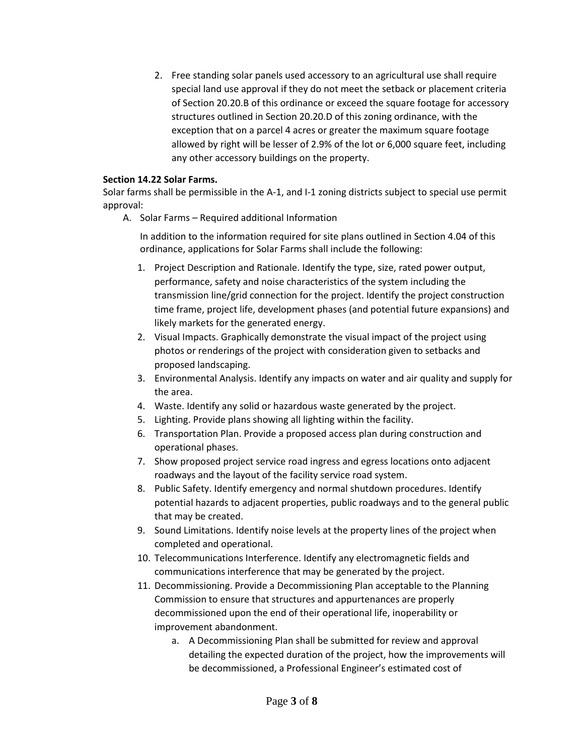2. Free standing solar panels used accessory to an agricultural use shall require special land use approval if they do not meet the setback or placement criteria of Section 20.20.B of this ordinance or exceed the square footage for accessory structures outlined in Section 20.20.D of this zoning ordinance, with the exception that on a parcel 4 acres or greater the maximum square footage allowed by right will be lesser of 2.9% of the lot or 6,000 square feet, including any other accessory buildings on the property.

**Section 14.22 Solar Farms.**

Solar farms shall be permissible in the A-1, and I-1 zoning districts subject to special use permit approval:

A. Solar Farms – Required additional Information

   In addition to the information required for site plans outlined in Section 4.04 of this ordinance, applications for Solar Farms shall include the following:

   1. Project Description and Rationale. Identify the type, size, rated power output, performance, safety and noise characteristics of the system including the transmission line/grid connection for the project. Identify the project construction time frame, project life, development phases (and potential future expansions) and likely markets for the generated energy.
   2. Visual Impacts. Graphically demonstrate the visual impact of the project using photos or renderings of the project with consideration given to setbacks and proposed landscaping.
   3. Environmental Analysis. Identify any impacts on water and air quality and supply for the area.
   4. Waste. Identify any solid or hazardous waste generated by the project.
   5. Lighting. Provide plans showing all lighting within the facility.
   6. Transportation Plan. Provide a proposed access plan during construction and operational phases.
   7. Show proposed project service road ingress and egress locations onto adjacent roadways and the layout of the facility service road system.
   8. Public Safety. Identify emergency and normal shutdown procedures. Identify potential hazards to adjacent properties, public roadways and to the general public that may be created.
   9. Sound Limitations. Identify noise levels at the property lines of the project when completed and operational.
   10. Telecommunications Interference. Identify any electromagnetic fields and communications interference that may be generated by the project.
   11. Decommissioning. Provide a Decommissioning Plan acceptable to the Planning Commission to ensure that structures and appurtenances are properly decommissioned upon the end of their operational life, inoperability or improvement abandonment.
       a. A Decommissioning Plan shall be submitted for review and approval detailing the expected duration of the project, how the improvements will be decommissioned, a Professional Engineer's estimated cost of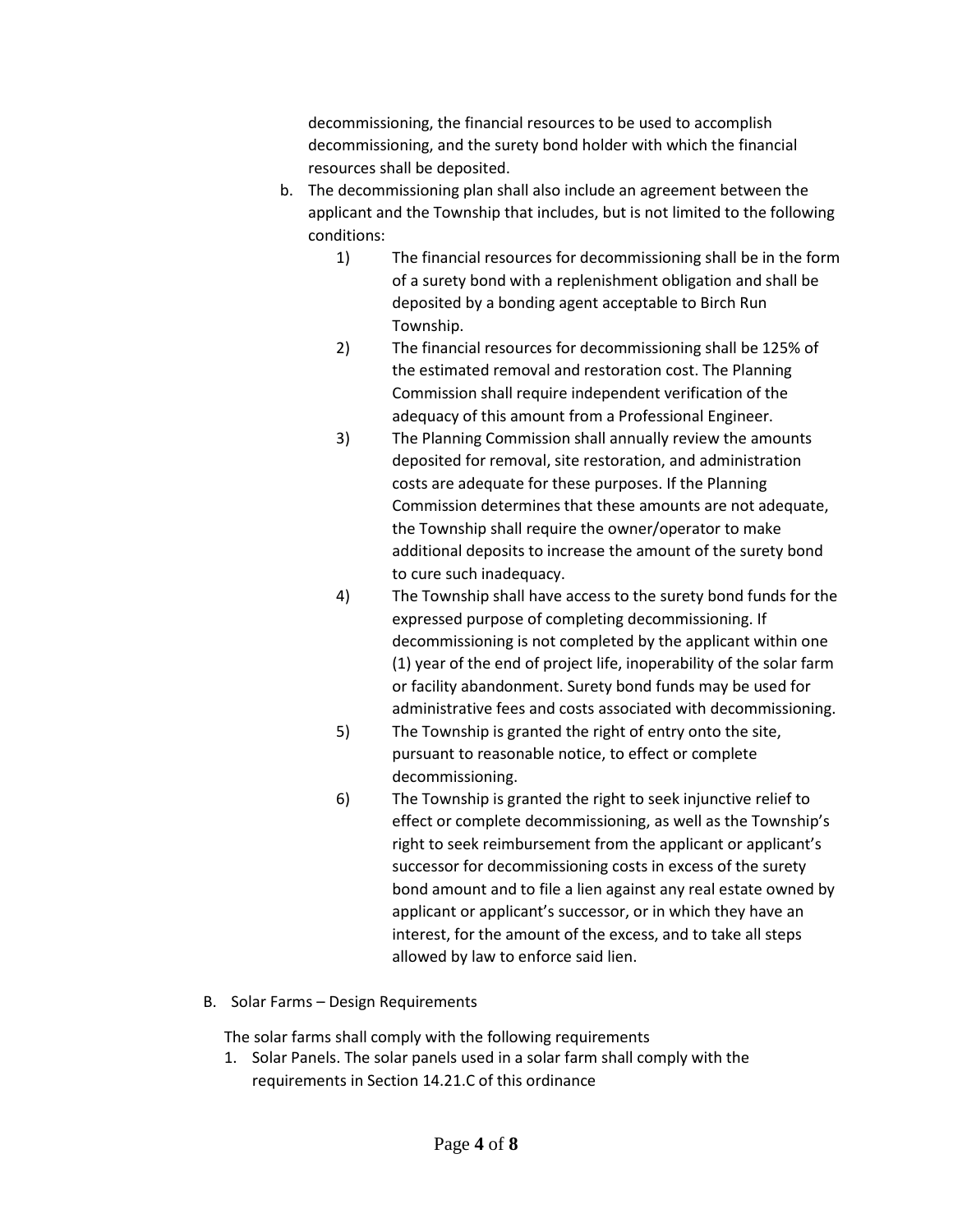decommissioning, the financial resources to be used to accomplish decommissioning, and the surety bond holder with which the financial resources shall be deposited.

b. The decommissioning plan shall also include an agreement between the applicant and the Township that includes, but is not limited to the following conditions:
   1) The financial resources for decommissioning shall be in the form of a surety bond with a replenishment obligation and shall be deposited by a bonding agent acceptable to Birch Run Township.
   2) The financial resources for decommissioning shall be 125% of the estimated removal and restoration cost. The Planning Commission shall require independent verification of the adequacy of this amount from a Professional Engineer.
   3) The Planning Commission shall annually review the amounts deposited for removal, site restoration, and administration costs are adequate for these purposes. If the Planning Commission determines that these amounts are not adequate, the Township shall require the owner/operator to make additional deposits to increase the amount of the surety bond to cure such inadequacy.
   4) The Township shall have access to the surety bond funds for the expressed purpose of completing decommissioning. If decommissioning is not completed by the applicant within one (1) year of the end of project life, inoperability of the solar farm or facility abandonment. Surety bond funds may be used for administrative fees and costs associated with decommissioning.
   5) The Township is granted the right of entry onto the site, pursuant to reasonable notice, to effect or complete decommissioning.
   6) The Township is granted the right to seek injunctive relief to effect or complete decommissioning, as well as the Township's right to seek reimbursement from the applicant or applicant's successor for decommissioning costs in excess of the surety bond amount and to file a lien against any real estate owned by applicant or applicant's successor, or in which they have an interest, for the amount of the excess, and to take all steps allowed by law to enforce said lien.

B. Solar Farms – Design Requirements

The solar farms shall comply with the following requirements

1. Solar Panels. The solar panels used in a solar farm shall comply with the requirements in Section 14.21.C of this ordinance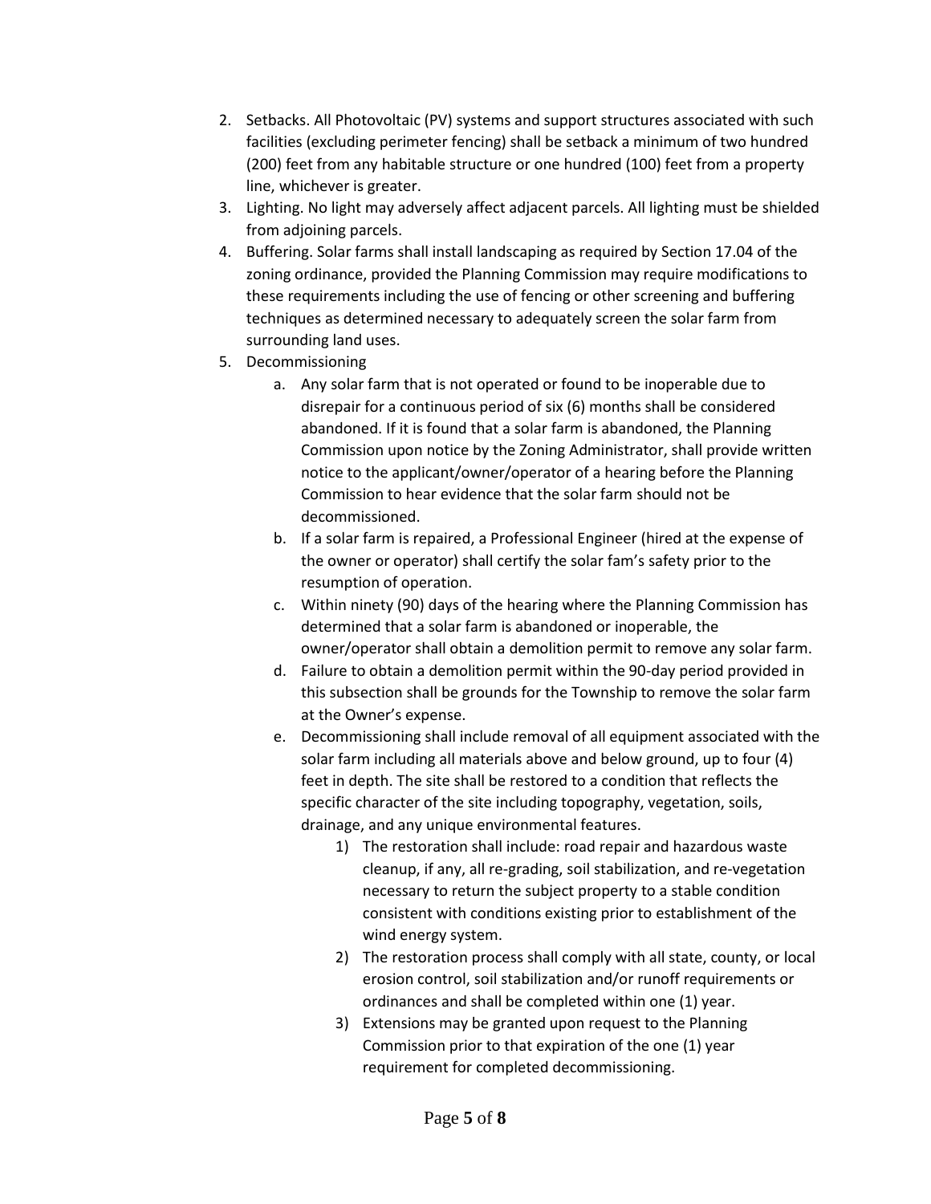2. Setbacks. All Photovoltaic (PV) systems and support structures associated with such facilities (excluding perimeter fencing) shall be setback a minimum of two hundred (200) feet from any habitable structure or one hundred (100) feet from a property line, whichever is greater.
3. Lighting. No light may adversely affect adjacent parcels. All lighting must be shielded from adjoining parcels.
4. Buffering. Solar farms shall install landscaping as required by Section 17.04 of the zoning ordinance, provided the Planning Commission may require modifications to these requirements including the use of fencing or other screening and buffering techniques as determined necessary to adequately screen the solar farm from surrounding land uses.
5. Decommissioning
    a. Any solar farm that is not operated or found to be inoperable due to disrepair for a continuous period of six (6) months shall be considered abandoned. If it is found that a solar farm is abandoned, the Planning Commission upon notice by the Zoning Administrator, shall provide written notice to the applicant/owner/operator of a hearing before the Planning Commission to hear evidence that the solar farm should not be decommissioned.
    b. If a solar farm is repaired, a Professional Engineer (hired at the expense of the owner or operator) shall certify the solar fam's safety prior to the resumption of operation.
    c. Within ninety (90) days of the hearing where the Planning Commission has determined that a solar farm is abandoned or inoperable, the owner/operator shall obtain a demolition permit to remove any solar farm.
    d. Failure to obtain a demolition permit within the 90-day period provided in this subsection shall be grounds for the Township to remove the solar farm at the Owner's expense.
    e. Decommissioning shall include removal of all equipment associated with the solar farm including all materials above and below ground, up to four (4) feet in depth. The site shall be restored to a condition that reflects the specific character of the site including topography, vegetation, soils, drainage, and any unique environmental features.
        1) The restoration shall include: road repair and hazardous waste cleanup, if any, all re-grading, soil stabilization, and re-vegetation necessary to return the subject property to a stable condition consistent with conditions existing prior to establishment of the wind energy system.
        2) The restoration process shall comply with all state, county, or local erosion control, soil stabilization and/or runoff requirements or ordinances and shall be completed within one (1) year.
        3) Extensions may be granted upon request to the Planning Commission prior to that expiration of the one (1) year requirement for completed decommissioning.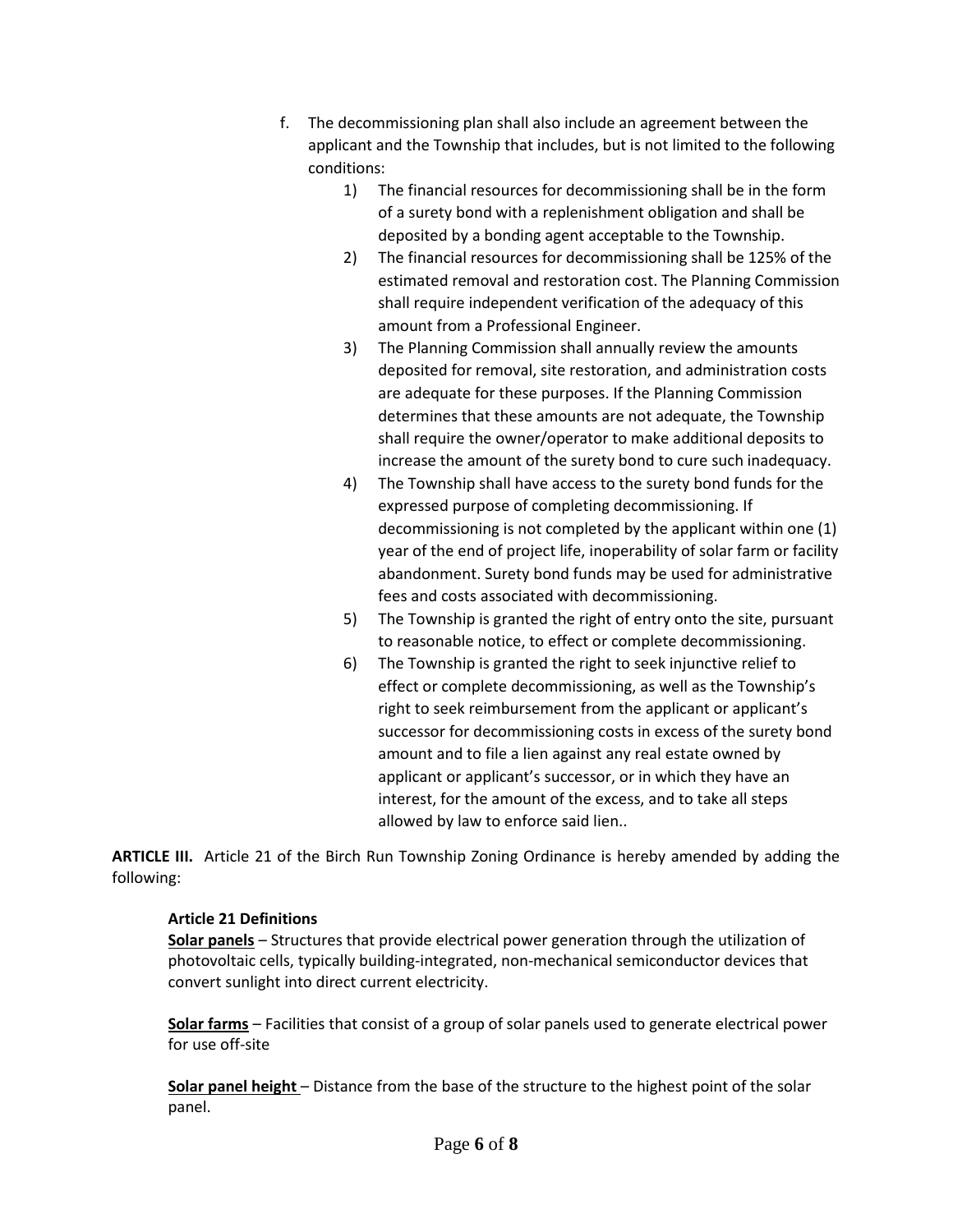f. The decommissioning plan shall also include an agreement between the applicant and the Township that includes, but is not limited to the following conditions:

   1) The financial resources for decommissioning shall be in the form of a surety bond with a replenishment obligation and shall be deposited by a bonding agent acceptable to the Township.
   2) The financial resources for decommissioning shall be 125% of the estimated removal and restoration cost. The Planning Commission shall require independent verification of the adequacy of this amount from a Professional Engineer.
   3) The Planning Commission shall annually review the amounts deposited for removal, site restoration, and administration costs are adequate for these purposes. If the Planning Commission determines that these amounts are not adequate, the Township shall require the owner/operator to make additional deposits to increase the amount of the surety bond to cure such inadequacy.
   4) The Township shall have access to the surety bond funds for the expressed purpose of completing decommissioning. If decommissioning is not completed by the applicant within one (1) year of the end of project life, inoperability of solar farm or facility abandonment. Surety bond funds may be used for administrative fees and costs associated with decommissioning.
   5) The Township is granted the right of entry onto the site, pursuant to reasonable notice, to effect or complete decommissioning.
   6) The Township is granted the right to seek injunctive relief to effect or complete decommissioning, as well as the Township's right to seek reimbursement from the applicant or applicant's successor for decommissioning costs in excess of the surety bond amount and to file a lien against any real estate owned by applicant or applicant's successor, or in which they have an interest, for the amount of the excess, and to take all steps allowed by law to enforce said lien..

**ARTICLE III.** Article 21 of the Birch Run Township Zoning Ordinance is hereby amended by adding the following:

**Article 21 Definitions**

**Solar panels** – Structures that provide electrical power generation through the utilization of photovoltaic cells, typically building-integrated, non-mechanical semiconductor devices that convert sunlight into direct current electricity.

**Solar farms** – Facilities that consist of a group of solar panels used to generate electrical power for use off-site

**Solar panel height** – Distance from the base of the structure to the highest point of the solar panel.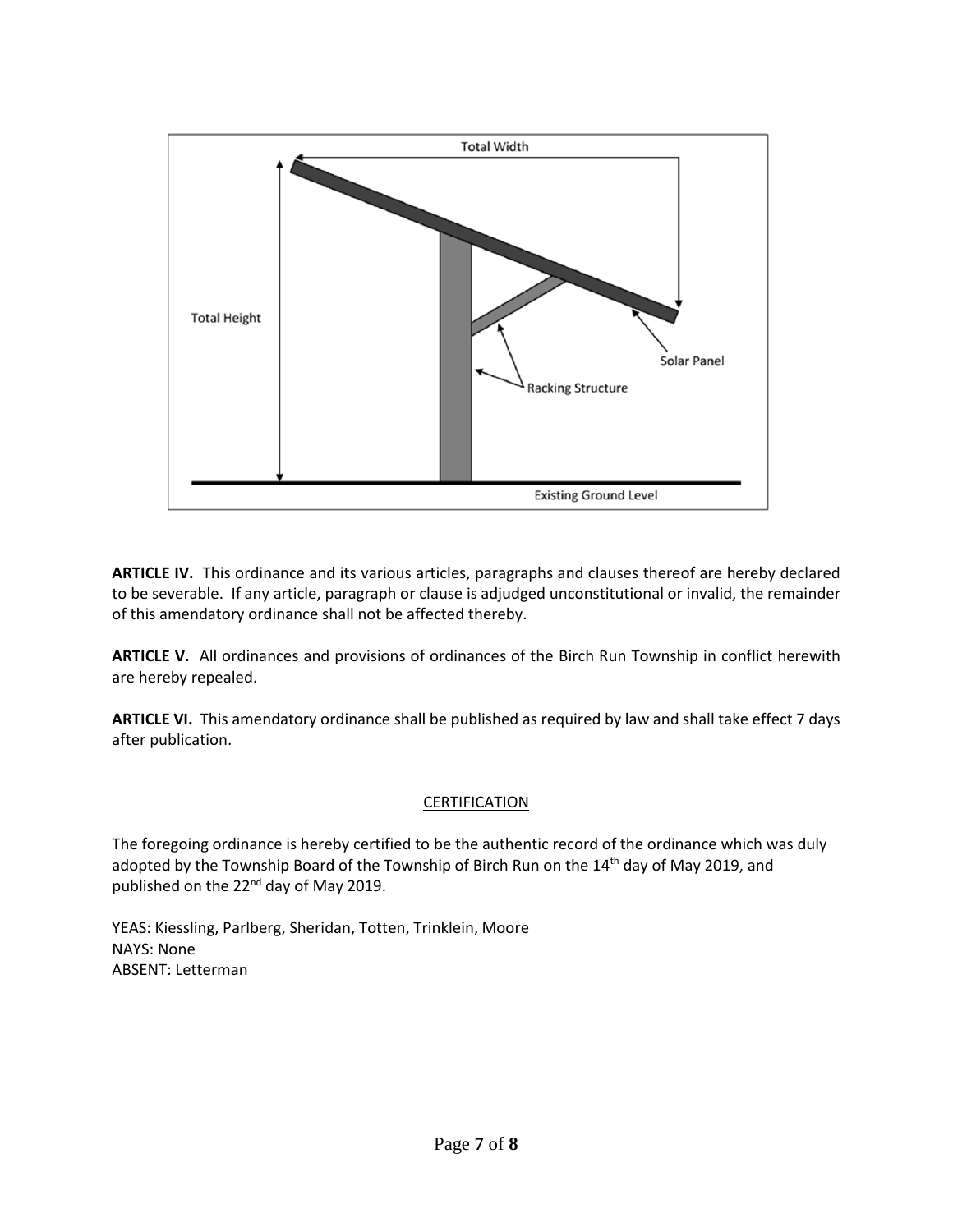**ARTICLE IV.** This ordinance and its various articles, paragraphs and clauses thereof are hereby declared to be severable. If any article, paragraph or clause is adjudged unconstitutional or invalid, the remainder of this amendatory ordinance shall not be affected thereby.

**ARTICLE V.** All ordinances and provisions of ordinances of the Birch Run Township in conflict herewith are hereby repealed.

**ARTICLE VI.** This amendatory ordinance shall be published as required by law and shall take effect 7 days after publication.

<u>CERTIFICATION</u>

The foregoing ordinance is hereby certified to be the authentic record of the ordinance which was duly adopted by the Township Board of the Township of Birch Run on the 14th day of May 2019, and published on the 22nd day of May 2019.

YEAS: Kiessling, Parlberg, Sheridan, Totten, Trinklein, Moore
NAYS: None
ABSENT: Letterman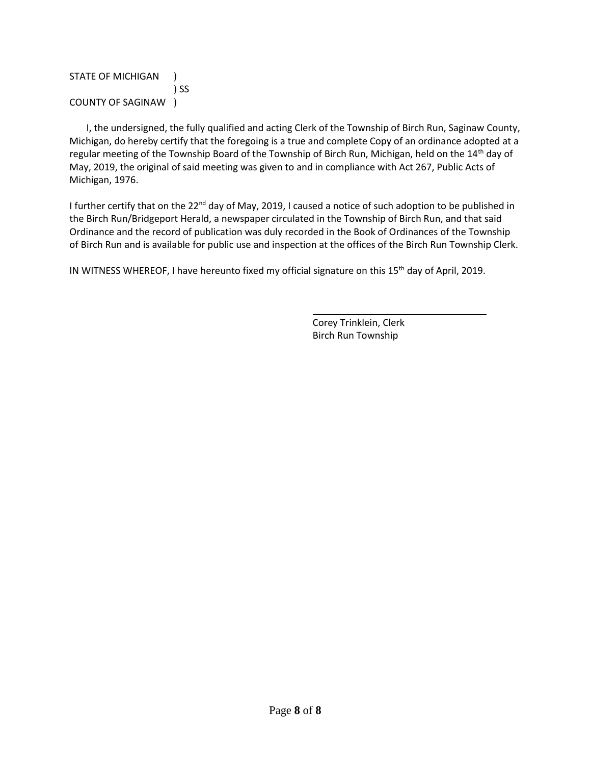STATE OF MICHIGAN )
) SS
COUNTY OF SAGINAW )

I, the undersigned, the fully qualified and acting Clerk of the Township of Birch Run, Saginaw County, Michigan, do hereby certify that the foregoing is a true and complete Copy of an ordinance adopted at a regular meeting of the Township Board of the Township of Birch Run, Michigan, held on the 14th day of May, 2019, the original of said meeting was given to and in compliance with Act 267, Public Acts of Michigan, 1976.

I further certify that on the 22nd day of May, 2019, I caused a notice of such adoption to be published in the Birch Run/Bridgeport Herald, a newspaper circulated in the Township of Birch Run, and that said Ordinance and the record of publication was duly recorded in the Book of Ordinances of the Township of Birch Run and is available for public use and inspection at the offices of the Birch Run Township Clerk.

IN WITNESS WHEREOF, I have hereunto fixed my official signature on this 15th day of April, 2019.

Corey Trinklein, Clerk
Birch Run Township